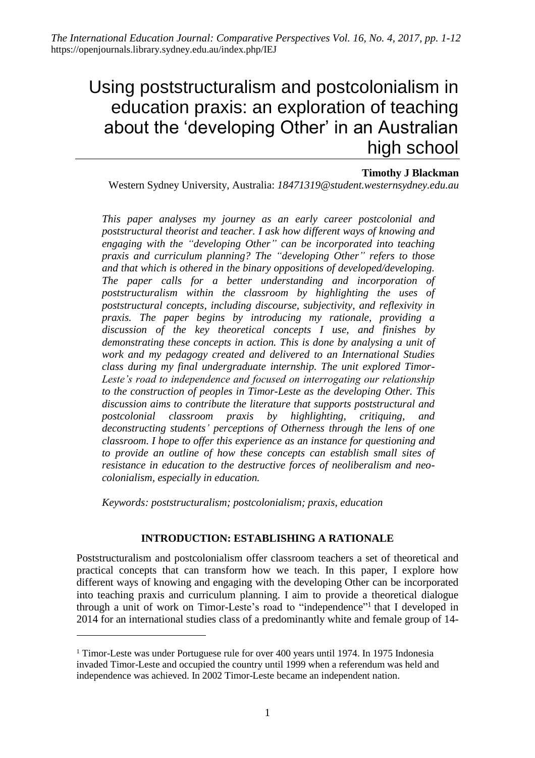# Using poststructuralism and postcolonialism in education praxis: an exploration of teaching about the 'developing Other' in an Australian high school

**Timothy J Blackman**

Western Sydney University, Australia: *18471319@student.westernsydney.edu.au*

*This paper analyses my journey as an early career postcolonial and poststructural theorist and teacher. I ask how different ways of knowing and engaging with the "developing Other" can be incorporated into teaching praxis and curriculum planning? The "developing Other" refers to those and that which is othered in the binary oppositions of developed/developing. The paper calls for a better understanding and incorporation of poststructuralism within the classroom by highlighting the uses of poststructural concepts, including discourse, subjectivity, and reflexivity in praxis. The paper begins by introducing my rationale, providing a discussion of the key theoretical concepts I use, and finishes by demonstrating these concepts in action. This is done by analysing a unit of work and my pedagogy created and delivered to an International Studies class during my final undergraduate internship. The unit explored Timor-Leste's road to independence and focused on interrogating our relationship to the construction of peoples in Timor-Leste as the developing Other. This discussion aims to contribute the literature that supports poststructural and postcolonial classroom praxis by highlighting, critiquing, and deconstructing students' perceptions of Otherness through the lens of one classroom. I hope to offer this experience as an instance for questioning and to provide an outline of how these concepts can establish small sites of resistance in education to the destructive forces of neoliberalism and neo-colonialism, especially in education.*

*Keywords: poststructuralism; postcolonialism; praxis, education*

## INTRODUCTION: ESTABLISHING A RATIONALE

Poststructuralism and postcolonialism offer classroom teachers a set of theoretical and practical concepts that can transform how we teach. In this paper, I explore how different ways of knowing and engaging with the developing Other can be incorporated into teaching praxis and curriculum planning. I aim to provide a theoretical dialogue through a unit of work on Timor-Leste's road to "independence"[1] that I developed in 2014 for an international studies class of a predominantly white and female group of 14-

[1] Timor-Leste was under Portuguese rule for over 400 years until 1974. In 1975 Indonesia invaded Timor-Leste and occupied the country until 1999 when a referendum was held and independence was achieved. In 2002 Timor-Leste became an independent nation.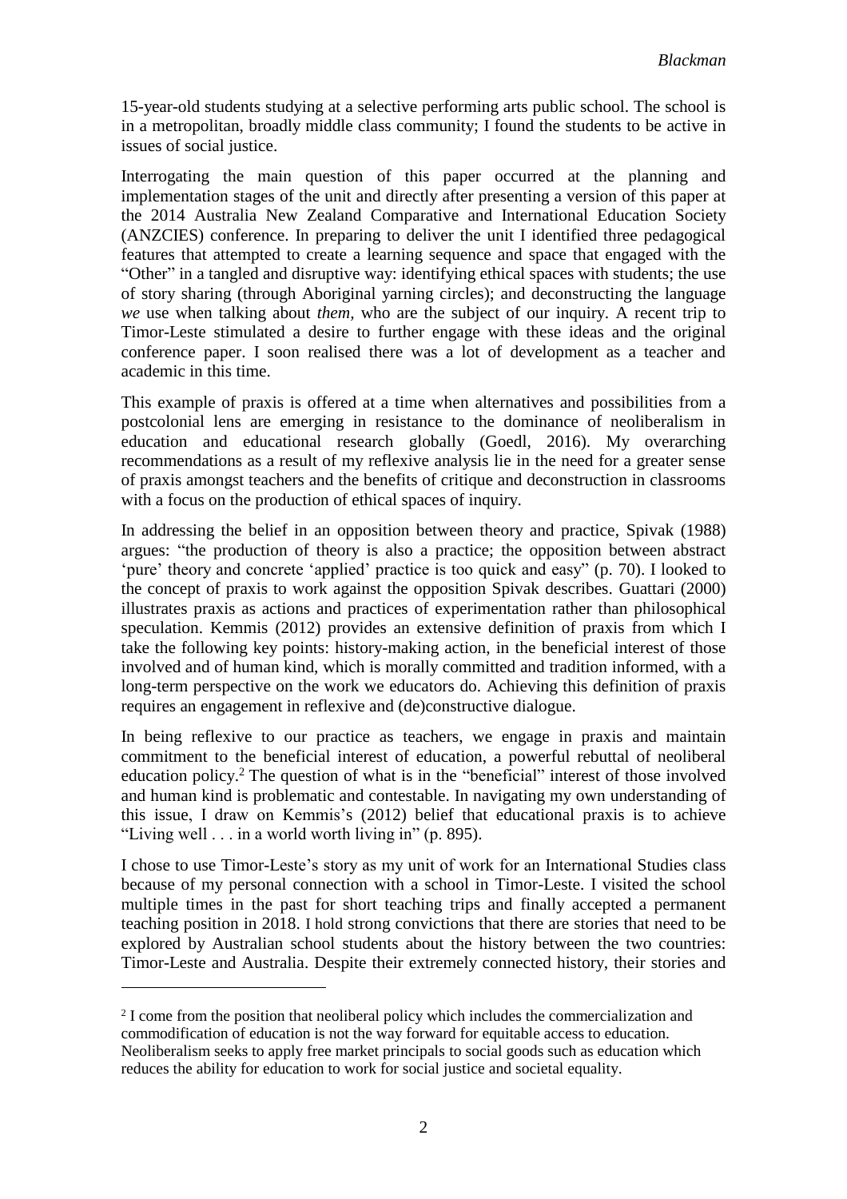15-year-old students studying at a selective performing arts public school. The school is in a metropolitan, broadly middle class community; I found the students to be active in issues of social justice.

Interrogating the main question of this paper occurred at the planning and implementation stages of the unit and directly after presenting a version of this paper at the 2014 Australia New Zealand Comparative and International Education Society (ANZCIES) conference. In preparing to deliver the unit I identified three pedagogical features that attempted to create a learning sequence and space that engaged with the "Other" in a tangled and disruptive way: identifying ethical spaces with students; the use of story sharing (through Aboriginal yarning circles); and deconstructing the language *we* use when talking about *them,* who are the subject of our inquiry. A recent trip to Timor-Leste stimulated a desire to further engage with these ideas and the original conference paper. I soon realised there was a lot of development as a teacher and academic in this time.

This example of praxis is offered at a time when alternatives and possibilities from a postcolonial lens are emerging in resistance to the dominance of neoliberalism in education and educational research globally (Goedl, 2016). My overarching recommendations as a result of my reflexive analysis lie in the need for a greater sense of praxis amongst teachers and the benefits of critique and deconstruction in classrooms with a focus on the production of ethical spaces of inquiry.

In addressing the belief in an opposition between theory and practice, Spivak (1988) argues: "the production of theory is also a practice; the opposition between abstract 'pure' theory and concrete 'applied' practice is too quick and easy" (p. 70). I looked to the concept of praxis to work against the opposition Spivak describes. Guattari (2000) illustrates praxis as actions and practices of experimentation rather than philosophical speculation. Kemmis (2012) provides an extensive definition of praxis from which I take the following key points: history-making action, in the beneficial interest of those involved and of human kind, which is morally committed and tradition informed, with a long-term perspective on the work we educators do. Achieving this definition of praxis requires an engagement in reflexive and (de)constructive dialogue.

In being reflexive to our practice as teachers, we engage in praxis and maintain commitment to the beneficial interest of education, a powerful rebuttal of neoliberal education policy.[2] The question of what is in the "beneficial" interest of those involved and human kind is problematic and contestable. In navigating my own understanding of this issue, I draw on Kemmis's (2012) belief that educational praxis is to achieve "Living well . . . in a world worth living in" (p. 895).

I chose to use Timor-Leste's story as my unit of work for an International Studies class because of my personal connection with a school in Timor-Leste. I visited the school multiple times in the past for short teaching trips and finally accepted a permanent teaching position in 2018. I hold strong convictions that there are stories that need to be explored by Australian school students about the history between the two countries: Timor-Leste and Australia. Despite their extremely connected history, their stories and

[2] I come from the position that neoliberal policy which includes the commercialization and commodification of education is not the way forward for equitable access to education. Neoliberalism seeks to apply free market principals to social goods such as education which reduces the ability for education to work for social justice and societal equality.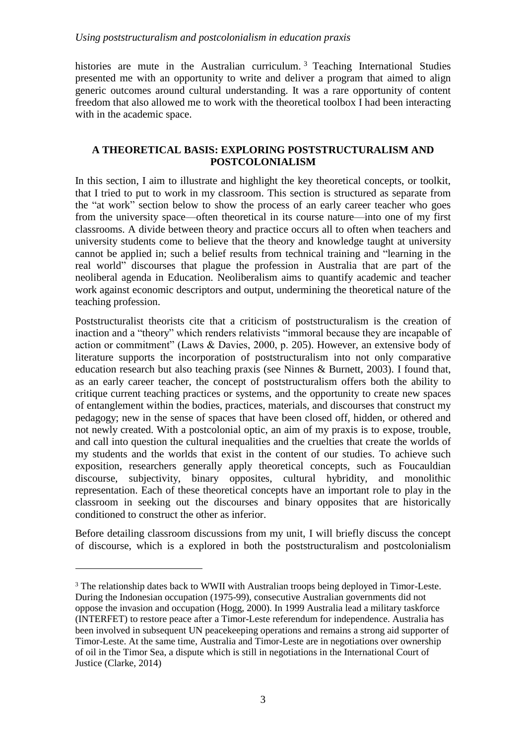histories are mute in the Australian curriculum.[3] Teaching International Studies presented me with an opportunity to write and deliver a program that aimed to align generic outcomes around cultural understanding. It was a rare opportunity of content freedom that also allowed me to work with the theoretical toolbox I had been interacting with in the academic space.

## A THEORETICAL BASIS: EXPLORING POSTSTRUCTURALISM AND POSTCOLONIALISM

In this section, I aim to illustrate and highlight the key theoretical concepts, or toolkit, that I tried to put to work in my classroom. This section is structured as separate from the "at work" section below to show the process of an early career teacher who goes from the university space—often theoretical in its course nature—into one of my first classrooms. A divide between theory and practice occurs all to often when teachers and university students come to believe that the theory and knowledge taught at university cannot be applied in; such a belief results from technical training and "learning in the real world" discourses that plague the profession in Australia that are part of the neoliberal agenda in Education. Neoliberalism aims to quantify academic and teacher work against economic descriptors and output, undermining the theoretical nature of the teaching profession.

Poststructuralist theorists cite that a criticism of poststructuralism is the creation of inaction and a "theory" which renders relativists "immoral because they are incapable of action or commitment" (Laws & Davies, 2000, p. 205). However, an extensive body of literature supports the incorporation of poststructuralism into not only comparative education research but also teaching praxis (see Ninnes & Burnett, 2003). I found that, as an early career teacher, the concept of poststructuralism offers both the ability to critique current teaching practices or systems, and the opportunity to create new spaces of entanglement within the bodies, practices, materials, and discourses that construct my pedagogy; new in the sense of spaces that have been closed off, hidden, or othered and not newly created. With a postcolonial optic, an aim of my praxis is to expose, trouble, and call into question the cultural inequalities and the cruelties that create the worlds of my students and the worlds that exist in the content of our studies. To achieve such exposition, researchers generally apply theoretical concepts, such as Foucauldian discourse, subjectivity, binary opposites, cultural hybridity, and monolithic representation. Each of these theoretical concepts have an important role to play in the classroom in seeking out the discourses and binary opposites that are historically conditioned to construct the other as inferior.

Before detailing classroom discussions from my unit, I will briefly discuss the concept of discourse, which is a explored in both the poststructuralism and postcolonialism

---

[3] The relationship dates back to WWII with Australian troops being deployed in Timor-Leste. During the Indonesian occupation (1975-99), consecutive Australian governments did not oppose the invasion and occupation (Hogg, 2000). In 1999 Australia lead a military taskforce (INTERFET) to restore peace after a Timor-Leste referendum for independence. Australia has been involved in subsequent UN peacekeeping operations and remains a strong aid supporter of Timor-Leste. At the same time, Australia and Timor-Leste are in negotiations over ownership of oil in the Timor Sea, a dispute which is still in negotiations in the International Court of Justice (Clarke, 2014)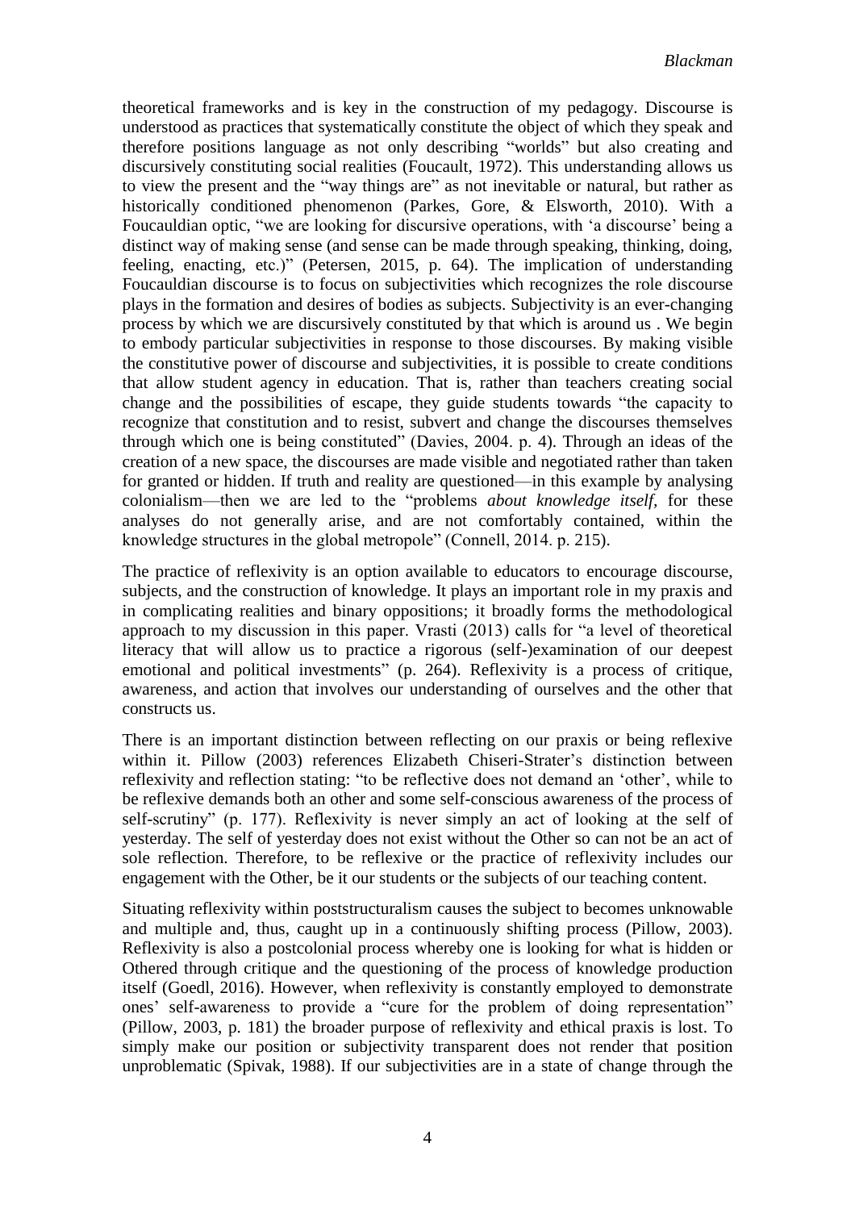theoretical frameworks and is key in the construction of my pedagogy. Discourse is understood as practices that systematically constitute the object of which they speak and therefore positions language as not only describing "worlds" but also creating and discursively constituting social realities (Foucault, 1972). This understanding allows us to view the present and the "way things are" as not inevitable or natural, but rather as historically conditioned phenomenon (Parkes, Gore, & Elsworth, 2010). With a Foucauldian optic, "we are looking for discursive operations, with 'a discourse' being a distinct way of making sense (and sense can be made through speaking, thinking, doing, feeling, enacting, etc.)" (Petersen, 2015, p. 64). The implication of understanding Foucauldian discourse is to focus on subjectivities which recognizes the role discourse plays in the formation and desires of bodies as subjects. Subjectivity is an ever-changing process by which we are discursively constituted by that which is around us . We begin to embody particular subjectivities in response to those discourses. By making visible the constitutive power of discourse and subjectivities, it is possible to create conditions that allow student agency in education. That is, rather than teachers creating social change and the possibilities of escape, they guide students towards "the capacity to recognize that constitution and to resist, subvert and change the discourses themselves through which one is being constituted" (Davies, 2004. p. 4). Through an ideas of the creation of a new space, the discourses are made visible and negotiated rather than taken for granted or hidden. If truth and reality are questioned—in this example by analysing colonialism—then we are led to the "problems *about knowledge itself*, for these analyses do not generally arise, and are not comfortably contained, within the knowledge structures in the global metropole" (Connell, 2014. p. 215).

The practice of reflexivity is an option available to educators to encourage discourse, subjects, and the construction of knowledge. It plays an important role in my praxis and in complicating realities and binary oppositions; it broadly forms the methodological approach to my discussion in this paper. Vrasti (2013) calls for "a level of theoretical literacy that will allow us to practice a rigorous (self-)examination of our deepest emotional and political investments" (p. 264). Reflexivity is a process of critique, awareness, and action that involves our understanding of ourselves and the other that constructs us.

There is an important distinction between reflecting on our praxis or being reflexive within it. Pillow (2003) references Elizabeth Chiseri-Strater's distinction between reflexivity and reflection stating: "to be reflective does not demand an 'other', while to be reflexive demands both an other and some self-conscious awareness of the process of self-scrutiny" (p. 177). Reflexivity is never simply an act of looking at the self of yesterday. The self of yesterday does not exist without the Other so can not be an act of sole reflection. Therefore, to be reflexive or the practice of reflexivity includes our engagement with the Other, be it our students or the subjects of our teaching content.

Situating reflexivity within poststructuralism causes the subject to becomes unknowable and multiple and, thus, caught up in a continuously shifting process (Pillow, 2003). Reflexivity is also a postcolonial process whereby one is looking for what is hidden or Othered through critique and the questioning of the process of knowledge production itself (Goedl, 2016). However, when reflexivity is constantly employed to demonstrate ones' self-awareness to provide a "cure for the problem of doing representation" (Pillow, 2003, p. 181) the broader purpose of reflexivity and ethical praxis is lost. To simply make our position or subjectivity transparent does not render that position unproblematic (Spivak, 1988). If our subjectivities are in a state of change through the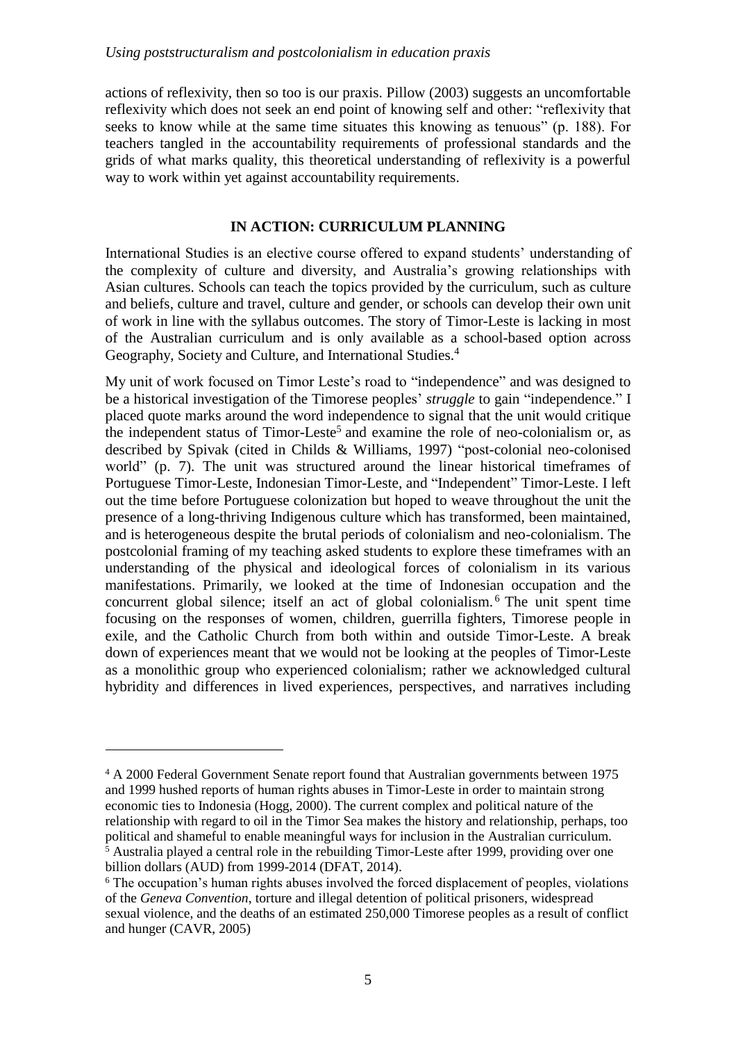actions of reflexivity, then so too is our praxis. Pillow (2003) suggests an uncomfortable reflexivity which does not seek an end point of knowing self and other: "reflexivity that seeks to know while at the same time situates this knowing as tenuous" (p. 188). For teachers tangled in the accountability requirements of professional standards and the grids of what marks quality, this theoretical understanding of reflexivity is a powerful way to work within yet against accountability requirements.

## IN ACTION: CURRICULUM PLANNING

International Studies is an elective course offered to expand students' understanding of the complexity of culture and diversity, and Australia's growing relationships with Asian cultures. Schools can teach the topics provided by the curriculum, such as culture and beliefs, culture and travel, culture and gender, or schools can develop their own unit of work in line with the syllabus outcomes. The story of Timor-Leste is lacking in most of the Australian curriculum and is only available as a school-based option across Geography, Society and Culture, and International Studies.[4]

My unit of work focused on Timor Leste's road to "independence" and was designed to be a historical investigation of the Timorese peoples' *struggle* to gain "independence." I placed quote marks around the word independence to signal that the unit would critique the independent status of Timor-Leste[5] and examine the role of neo-colonialism or, as described by Spivak (cited in Childs & Williams, 1997) "post-colonial neo-colonised world" (p. 7). The unit was structured around the linear historical timeframes of Portuguese Timor-Leste, Indonesian Timor-Leste, and "Independent" Timor-Leste. I left out the time before Portuguese colonization but hoped to weave throughout the unit the presence of a long-thriving Indigenous culture which has transformed, been maintained, and is heterogeneous despite the brutal periods of colonialism and neo-colonialism. The postcolonial framing of my teaching asked students to explore these timeframes with an understanding of the physical and ideological forces of colonialism in its various manifestations. Primarily, we looked at the time of Indonesian occupation and the concurrent global silence; itself an act of global colonialism.[6] The unit spent time focusing on the responses of women, children, guerrilla fighters, Timorese people in exile, and the Catholic Church from both within and outside Timor-Leste. A break down of experiences meant that we would not be looking at the peoples of Timor-Leste as a monolithic group who experienced colonialism; rather we acknowledged cultural hybridity and differences in lived experiences, perspectives, and narratives including

---

[4] A 2000 Federal Government Senate report found that Australian governments between 1975 and 1999 hushed reports of human rights abuses in Timor-Leste in order to maintain strong economic ties to Indonesia (Hogg, 2000). The current complex and political nature of the relationship with regard to oil in the Timor Sea makes the history and relationship, perhaps, too political and shameful to enable meaningful ways for inclusion in the Australian curriculum.

[5] Australia played a central role in the rebuilding Timor-Leste after 1999, providing over one billion dollars (AUD) from 1999-2014 (DFAT, 2014).

[6] The occupation's human rights abuses involved the forced displacement of peoples, violations of the *Geneva Convention*, torture and illegal detention of political prisoners, widespread sexual violence, and the deaths of an estimated 250,000 Timorese peoples as a result of conflict and hunger (CAVR, 2005)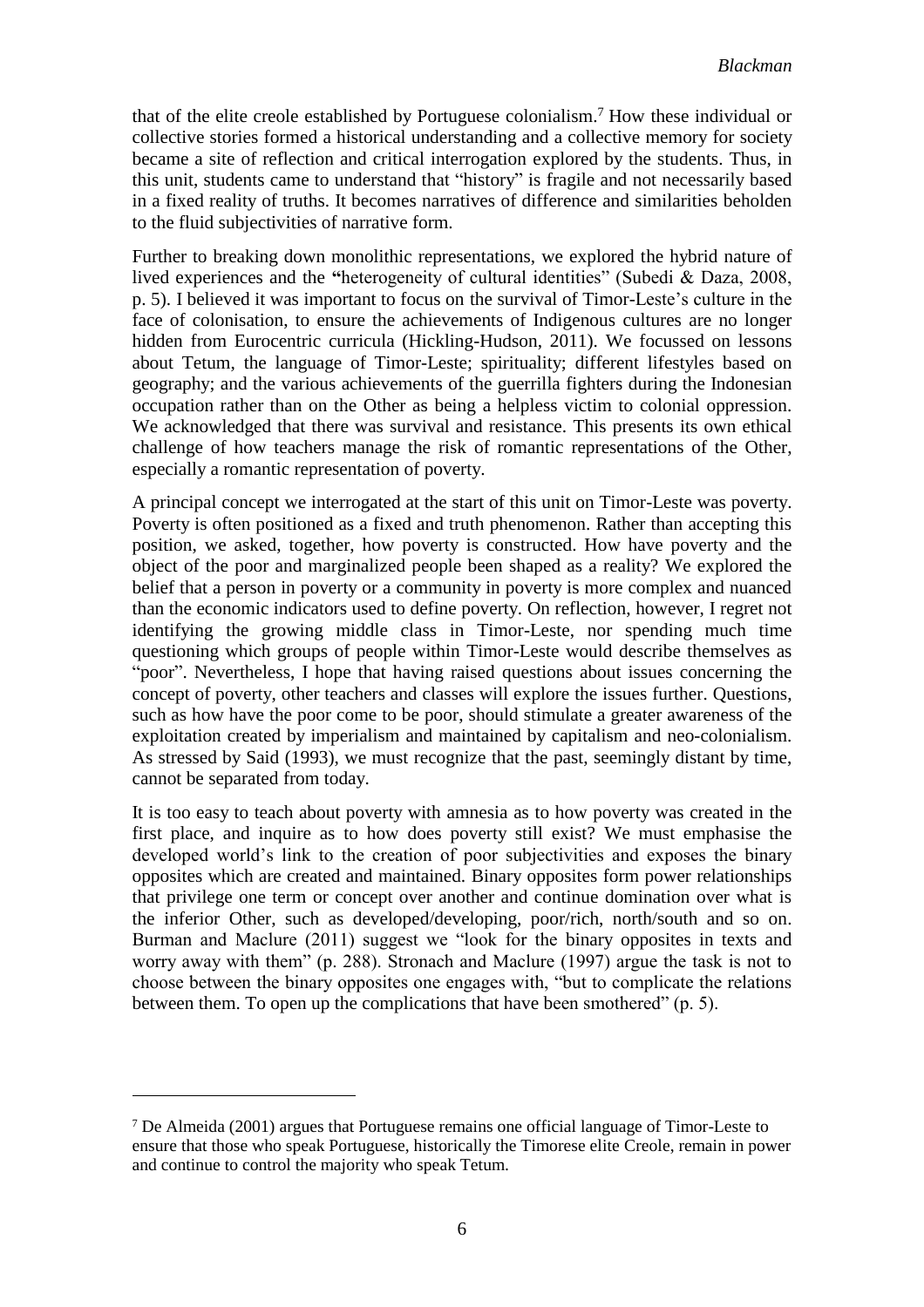that of the elite creole established by Portuguese colonialism.[7] How these individual or collective stories formed a historical understanding and a collective memory for society became a site of reflection and critical interrogation explored by the students. Thus, in this unit, students came to understand that "history" is fragile and not necessarily based in a fixed reality of truths. It becomes narratives of difference and similarities beholden to the fluid subjectivities of narrative form.

Further to breaking down monolithic representations, we explored the hybrid nature of lived experiences and the "heterogeneity of cultural identities" (Subedi & Daza, 2008, p. 5). I believed it was important to focus on the survival of Timor-Leste's culture in the face of colonisation, to ensure the achievements of Indigenous cultures are no longer hidden from Eurocentric curricula (Hickling-Hudson, 2011). We focussed on lessons about Tetum, the language of Timor-Leste; spirituality; different lifestyles based on geography; and the various achievements of the guerrilla fighters during the Indonesian occupation rather than on the Other as being a helpless victim to colonial oppression. We acknowledged that there was survival and resistance. This presents its own ethical challenge of how teachers manage the risk of romantic representations of the Other, especially a romantic representation of poverty.

A principal concept we interrogated at the start of this unit on Timor-Leste was poverty. Poverty is often positioned as a fixed and truth phenomenon. Rather than accepting this position, we asked, together, how poverty is constructed. How have poverty and the object of the poor and marginalized people been shaped as a reality? We explored the belief that a person in poverty or a community in poverty is more complex and nuanced than the economic indicators used to define poverty. On reflection, however, I regret not identifying the growing middle class in Timor-Leste, nor spending much time questioning which groups of people within Timor-Leste would describe themselves as "poor". Nevertheless, I hope that having raised questions about issues concerning the concept of poverty, other teachers and classes will explore the issues further. Questions, such as how have the poor come to be poor, should stimulate a greater awareness of the exploitation created by imperialism and maintained by capitalism and neo-colonialism. As stressed by Said (1993), we must recognize that the past, seemingly distant by time, cannot be separated from today.

It is too easy to teach about poverty with amnesia as to how poverty was created in the first place, and inquire as to how does poverty still exist? We must emphasise the developed world's link to the creation of poor subjectivities and exposes the binary opposites which are created and maintained. Binary opposites form power relationships that privilege one term or concept over another and continue domination over what is the inferior Other, such as developed/developing, poor/rich, north/south and so on. Burman and Maclure (2011) suggest we "look for the binary opposites in texts and worry away with them" (p. 288). Stronach and Maclure (1997) argue the task is not to choose between the binary opposites one engages with, "but to complicate the relations between them. To open up the complications that have been smothered" (p. 5).

---

[7] De Almeida (2001) argues that Portuguese remains one official language of Timor-Leste to ensure that those who speak Portuguese, historically the Timorese elite Creole, remain in power and continue to control the majority who speak Tetum.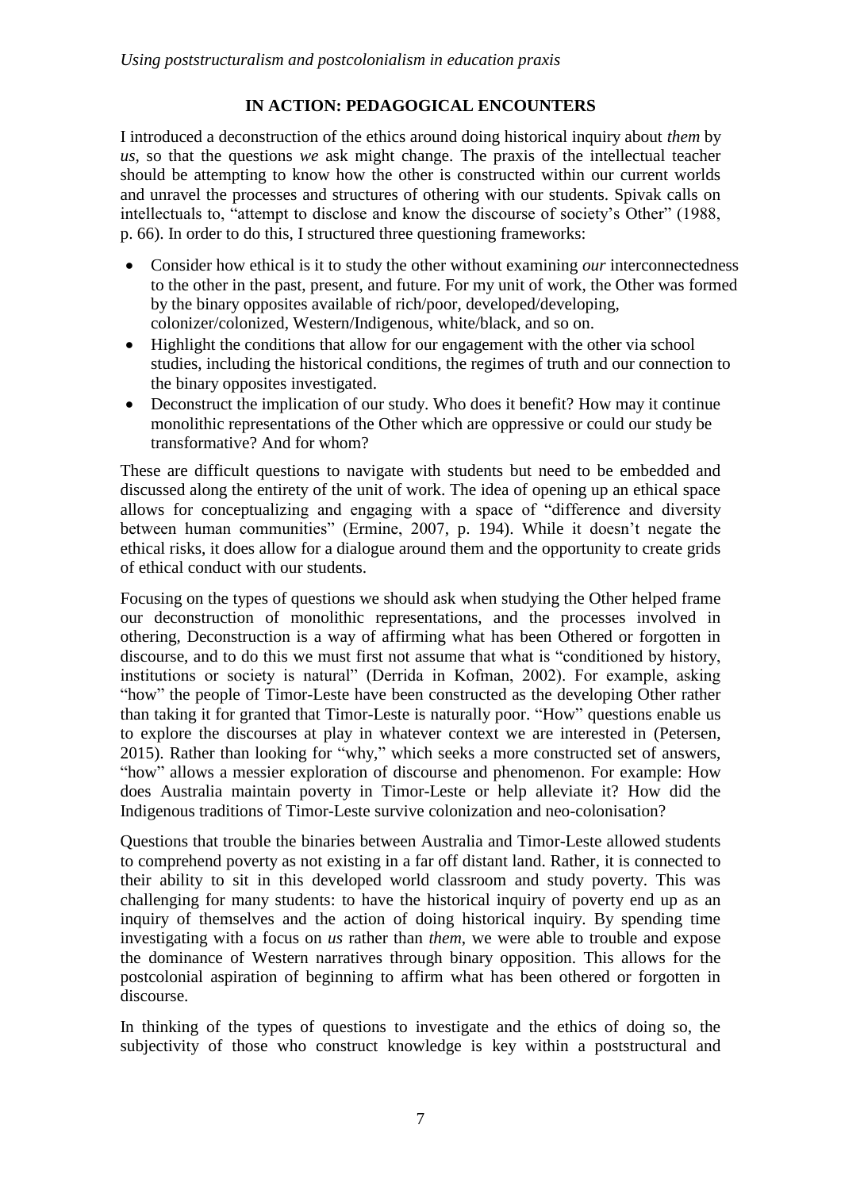## IN ACTION: PEDAGOGICAL ENCOUNTERS

I introduced a deconstruction of the ethics around doing historical inquiry about *them* by *us*, so that the questions *we* ask might change. The praxis of the intellectual teacher should be attempting to know how the other is constructed within our current worlds and unravel the processes and structures of othering with our students. Spivak calls on intellectuals to, "attempt to disclose and know the discourse of society's Other" (1988, p. 66). In order to do this, I structured three questioning frameworks:

- Consider how ethical is it to study the other without examining *our* interconnectedness to the other in the past, present, and future. For my unit of work, the Other was formed by the binary opposites available of rich/poor, developed/developing, colonizer/colonized, Western/Indigenous, white/black, and so on.
- Highlight the conditions that allow for our engagement with the other via school studies, including the historical conditions, the regimes of truth and our connection to the binary opposites investigated.
- Deconstruct the implication of our study. Who does it benefit? How may it continue monolithic representations of the Other which are oppressive or could our study be transformative? And for whom?

These are difficult questions to navigate with students but need to be embedded and discussed along the entirety of the unit of work. The idea of opening up an ethical space allows for conceptualizing and engaging with a space of "difference and diversity between human communities" (Ermine, 2007, p. 194). While it doesn't negate the ethical risks, it does allow for a dialogue around them and the opportunity to create grids of ethical conduct with our students.

Focusing on the types of questions we should ask when studying the Other helped frame our deconstruction of monolithic representations, and the processes involved in othering, Deconstruction is a way of affirming what has been Othered or forgotten in discourse, and to do this we must first not assume that what is "conditioned by history, institutions or society is natural" (Derrida in Kofman, 2002). For example, asking "how" the people of Timor-Leste have been constructed as the developing Other rather than taking it for granted that Timor-Leste is naturally poor. "How" questions enable us to explore the discourses at play in whatever context we are interested in (Petersen, 2015). Rather than looking for "why," which seeks a more constructed set of answers, "how" allows a messier exploration of discourse and phenomenon. For example: How does Australia maintain poverty in Timor-Leste or help alleviate it? How did the Indigenous traditions of Timor-Leste survive colonization and neo-colonisation?

Questions that trouble the binaries between Australia and Timor-Leste allowed students to comprehend poverty as not existing in a far off distant land. Rather, it is connected to their ability to sit in this developed world classroom and study poverty. This was challenging for many students: to have the historical inquiry of poverty end up as an inquiry of themselves and the action of doing historical inquiry. By spending time investigating with a focus on *us* rather than *them*, we were able to trouble and expose the dominance of Western narratives through binary opposition. This allows for the postcolonial aspiration of beginning to affirm what has been othered or forgotten in discourse.

In thinking of the types of questions to investigate and the ethics of doing so, the subjectivity of those who construct knowledge is key within a poststructural and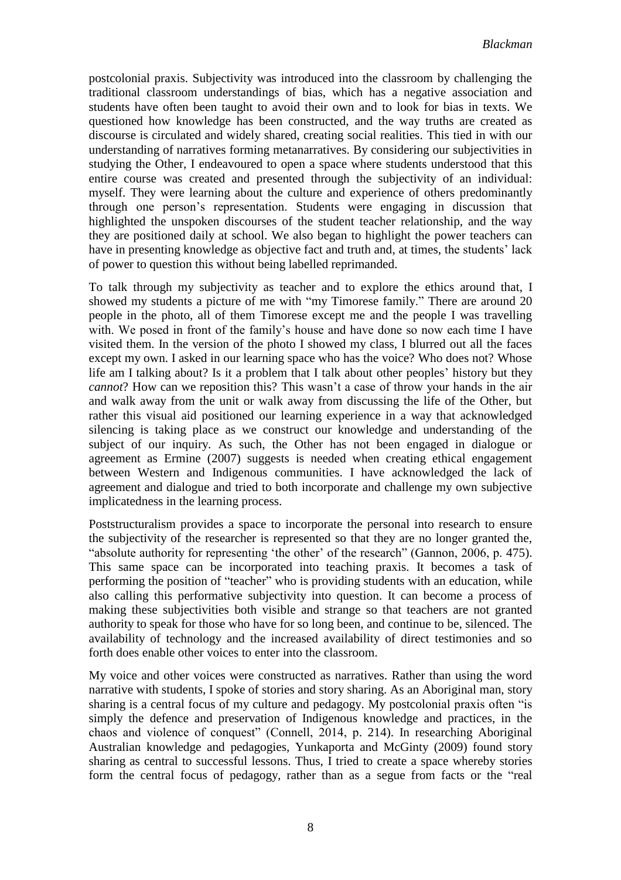postcolonial praxis. Subjectivity was introduced into the classroom by challenging the traditional classroom understandings of bias, which has a negative association and students have often been taught to avoid their own and to look for bias in texts. We questioned how knowledge has been constructed, and the way truths are created as discourse is circulated and widely shared, creating social realities. This tied in with our understanding of narratives forming metanarratives. By considering our subjectivities in studying the Other, I endeavoured to open a space where students understood that this entire course was created and presented through the subjectivity of an individual: myself. They were learning about the culture and experience of others predominantly through one person's representation. Students were engaging in discussion that highlighted the unspoken discourses of the student teacher relationship, and the way they are positioned daily at school. We also began to highlight the power teachers can have in presenting knowledge as objective fact and truth and, at times, the students' lack of power to question this without being labelled reprimanded.

To talk through my subjectivity as teacher and to explore the ethics around that, I showed my students a picture of me with "my Timorese family." There are around 20 people in the photo, all of them Timorese except me and the people I was travelling with. We posed in front of the family's house and have done so now each time I have visited them. In the version of the photo I showed my class, I blurred out all the faces except my own. I asked in our learning space who has the voice? Who does not? Whose life am I talking about? Is it a problem that I talk about other peoples' history but they *cannot*? How can we reposition this? This wasn't a case of throw your hands in the air and walk away from the unit or walk away from discussing the life of the Other, but rather this visual aid positioned our learning experience in a way that acknowledged silencing is taking place as we construct our knowledge and understanding of the subject of our inquiry. As such, the Other has not been engaged in dialogue or agreement as Ermine (2007) suggests is needed when creating ethical engagement between Western and Indigenous communities. I have acknowledged the lack of agreement and dialogue and tried to both incorporate and challenge my own subjective implicatedness in the learning process.

Poststructuralism provides a space to incorporate the personal into research to ensure the subjectivity of the researcher is represented so that they are no longer granted the, "absolute authority for representing 'the other' of the research" (Gannon, 2006, p. 475). This same space can be incorporated into teaching praxis. It becomes a task of performing the position of "teacher" who is providing students with an education, while also calling this performative subjectivity into question. It can become a process of making these subjectivities both visible and strange so that teachers are not granted authority to speak for those who have for so long been, and continue to be, silenced. The availability of technology and the increased availability of direct testimonies and so forth does enable other voices to enter into the classroom.

My voice and other voices were constructed as narratives. Rather than using the word narrative with students, I spoke of stories and story sharing. As an Aboriginal man, story sharing is a central focus of my culture and pedagogy. My postcolonial praxis often "is simply the defence and preservation of Indigenous knowledge and practices, in the chaos and violence of conquest" (Connell, 2014, p. 214). In researching Aboriginal Australian knowledge and pedagogies, Yunkaporta and McGinty (2009) found story sharing as central to successful lessons. Thus, I tried to create a space whereby stories form the central focus of pedagogy, rather than as a segue from facts or the "real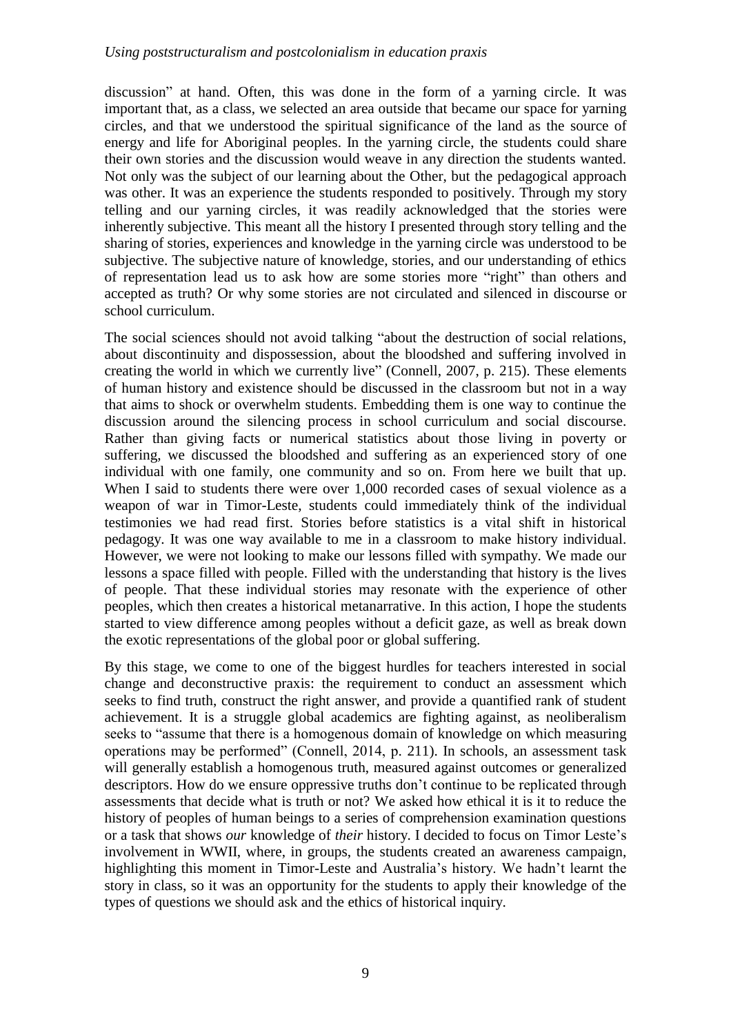discussion" at hand. Often, this was done in the form of a yarning circle. It was important that, as a class, we selected an area outside that became our space for yarning circles, and that we understood the spiritual significance of the land as the source of energy and life for Aboriginal peoples. In the yarning circle, the students could share their own stories and the discussion would weave in any direction the students wanted. Not only was the subject of our learning about the Other, but the pedagogical approach was other. It was an experience the students responded to positively. Through my story telling and our yarning circles, it was readily acknowledged that the stories were inherently subjective. This meant all the history I presented through story telling and the sharing of stories, experiences and knowledge in the yarning circle was understood to be subjective. The subjective nature of knowledge, stories, and our understanding of ethics of representation lead us to ask how are some stories more "right" than others and accepted as truth? Or why some stories are not circulated and silenced in discourse or school curriculum.

The social sciences should not avoid talking "about the destruction of social relations, about discontinuity and dispossession, about the bloodshed and suffering involved in creating the world in which we currently live" (Connell, 2007, p. 215). These elements of human history and existence should be discussed in the classroom but not in a way that aims to shock or overwhelm students. Embedding them is one way to continue the discussion around the silencing process in school curriculum and social discourse. Rather than giving facts or numerical statistics about those living in poverty or suffering, we discussed the bloodshed and suffering as an experienced story of one individual with one family, one community and so on. From here we built that up. When I said to students there were over 1,000 recorded cases of sexual violence as a weapon of war in Timor-Leste, students could immediately think of the individual testimonies we had read first. Stories before statistics is a vital shift in historical pedagogy. It was one way available to me in a classroom to make history individual. However, we were not looking to make our lessons filled with sympathy. We made our lessons a space filled with people. Filled with the understanding that history is the lives of people. That these individual stories may resonate with the experience of other peoples, which then creates a historical metanarrative. In this action, I hope the students started to view difference among peoples without a deficit gaze, as well as break down the exotic representations of the global poor or global suffering.

By this stage, we come to one of the biggest hurdles for teachers interested in social change and deconstructive praxis: the requirement to conduct an assessment which seeks to find truth, construct the right answer, and provide a quantified rank of student achievement. It is a struggle global academics are fighting against, as neoliberalism seeks to "assume that there is a homogenous domain of knowledge on which measuring operations may be performed" (Connell, 2014, p. 211). In schools, an assessment task will generally establish a homogenous truth, measured against outcomes or generalized descriptors. How do we ensure oppressive truths don't continue to be replicated through assessments that decide what is truth or not? We asked how ethical it is it to reduce the history of peoples of human beings to a series of comprehension examination questions or a task that shows *our* knowledge of *their* history. I decided to focus on Timor Leste's involvement in WWII, where, in groups, the students created an awareness campaign, highlighting this moment in Timor-Leste and Australia's history. We hadn't learnt the story in class, so it was an opportunity for the students to apply their knowledge of the types of questions we should ask and the ethics of historical inquiry.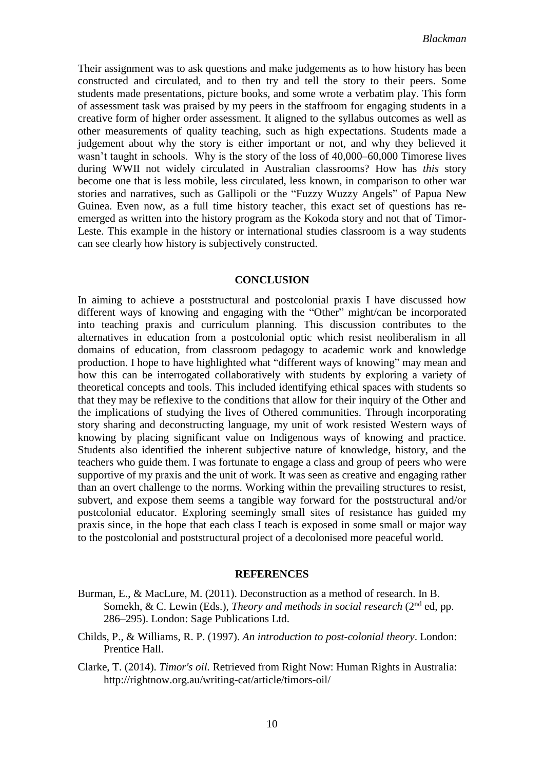Their assignment was to ask questions and make judgements as to how history has been constructed and circulated, and to then try and tell the story to their peers. Some students made presentations, picture books, and some wrote a verbatim play. This form of assessment task was praised by my peers in the staffroom for engaging students in a creative form of higher order assessment. It aligned to the syllabus outcomes as well as other measurements of quality teaching, such as high expectations. Students made a judgement about why the story is either important or not, and why they believed it wasn't taught in schools. Why is the story of the loss of 40,000–60,000 Timorese lives during WWII not widely circulated in Australian classrooms? How has *this* story become one that is less mobile, less circulated, less known, in comparison to other war stories and narratives, such as Gallipoli or the "Fuzzy Wuzzy Angels" of Papua New Guinea. Even now, as a full time history teacher, this exact set of questions has re-emerged as written into the history program as the Kokoda story and not that of Timor-Leste. This example in the history or international studies classroom is a way students can see clearly how history is subjectively constructed.

## CONCLUSION

In aiming to achieve a poststructural and postcolonial praxis I have discussed how different ways of knowing and engaging with the "Other" might/can be incorporated into teaching praxis and curriculum planning. This discussion contributes to the alternatives in education from a postcolonial optic which resist neoliberalism in all domains of education, from classroom pedagogy to academic work and knowledge production. I hope to have highlighted what "different ways of knowing" may mean and how this can be interrogated collaboratively with students by exploring a variety of theoretical concepts and tools. This included identifying ethical spaces with students so that they may be reflexive to the conditions that allow for their inquiry of the Other and the implications of studying the lives of Othered communities. Through incorporating story sharing and deconstructing language, my unit of work resisted Western ways of knowing by placing significant value on Indigenous ways of knowing and practice. Students also identified the inherent subjective nature of knowledge, history, and the teachers who guide them. I was fortunate to engage a class and group of peers who were supportive of my praxis and the unit of work. It was seen as creative and engaging rather than an overt challenge to the norms. Working within the prevailing structures to resist, subvert, and expose them seems a tangible way forward for the poststructural and/or postcolonial educator. Exploring seemingly small sites of resistance has guided my praxis since, in the hope that each class I teach is exposed in some small or major way to the postcolonial and poststructural project of a decolonised more peaceful world.

## REFERENCES

Burman, E., & MacLure, M. (2011). Deconstruction as a method of research. In B. Somekh, & C. Lewin (Eds.), *Theory and methods in social research* (2nd ed, pp. 286–295). London: Sage Publications Ltd.

Childs, P., & Williams, R. P. (1997). *An introduction to post-colonial theory*. London: Prentice Hall.

Clarke, T. (2014). *Timor's oil.* Retrieved from Right Now: Human Rights in Australia: http://rightnow.org.au/writing-cat/article/timors-oil/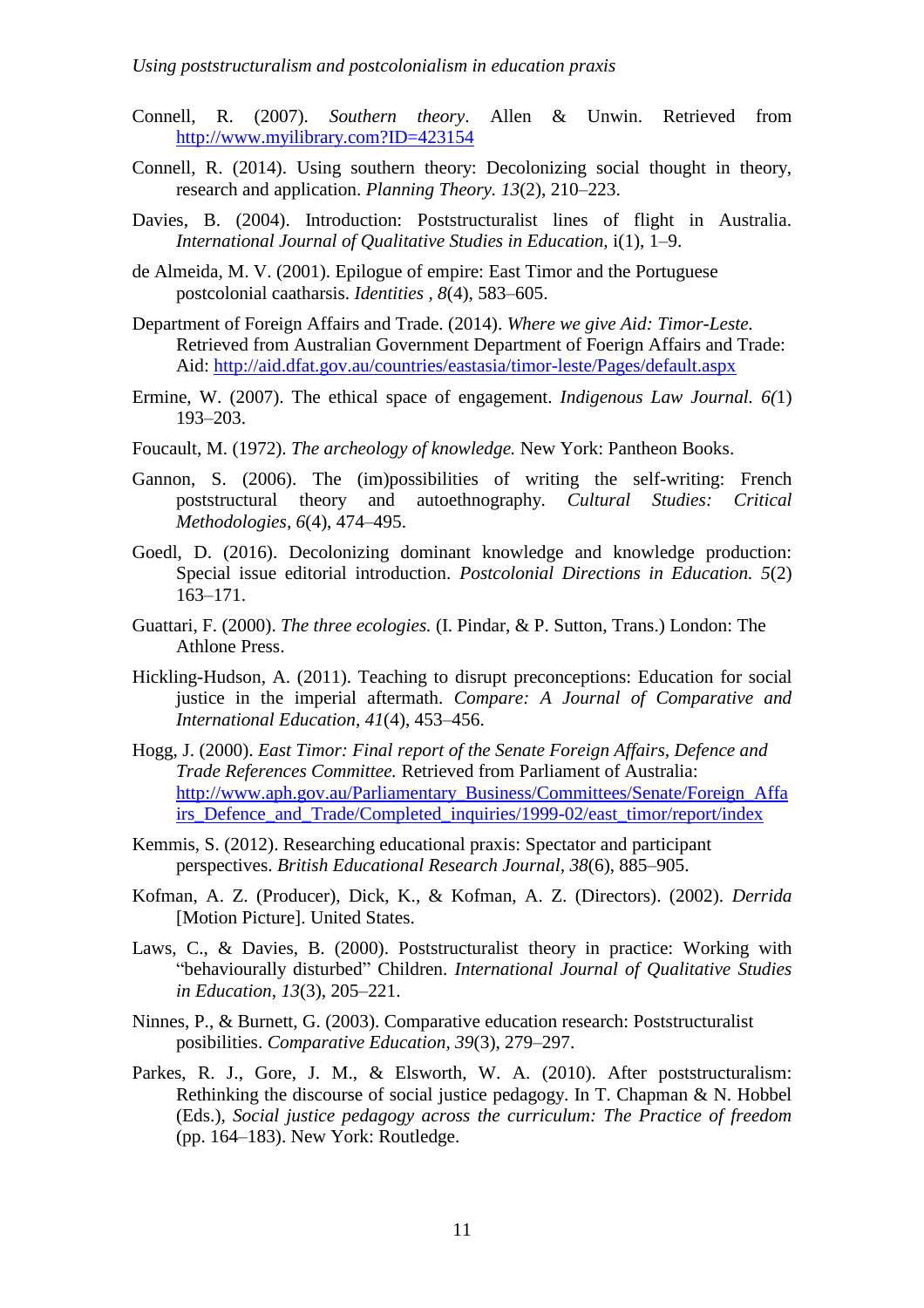Connell, R. (2007). *Southern theory*. Allen & Unwin. Retrieved from http://www.myilibrary.com?ID=423154

Connell, R. (2014). Using southern theory: Decolonizing social thought in theory, research and application. *Planning Theory. 13*(2), 210–223.

Davies, B. (2004). Introduction: Poststructuralist lines of flight in Australia. *International Journal of Qualitative Studies in Education*, i(1), 1–9.

de Almeida, M. V. (2001). Epilogue of empire: East Timor and the Portuguese postcolonial caatharsis. *Identities , 8*(4), 583–605.

Department of Foreign Affairs and Trade. (2014). *Where we give Aid: Timor-Leste.* Retrieved from Australian Government Department of Foreign Affairs and Trade: Aid: http://aid.dfat.gov.au/countries/eastasia/timor-leste/Pages/default.aspx

Ermine, W. (2007). The ethical space of engagement. *Indigenous Law Journal. 6(*1) 193–203.

Foucault, M. (1972). *The archeology of knowledge.* New York: Pantheon Books.

Gannon, S. (2006). The (im)possibilities of writing the self-writing: French poststructural theory and autoethnography. *Cultural Studies: Critical Methodologies*, *6*(4), 474–495.

Goedl, D. (2016). Decolonizing dominant knowledge and knowledge production: Special issue editorial introduction. *Postcolonial Directions in Education. 5*(2) 163–171.

Guattari, F. (2000). *The three ecologies.* (I. Pindar, & P. Sutton, Trans.) London: The Athlone Press.

Hickling-Hudson, A. (2011). Teaching to disrupt preconceptions: Education for social justice in the imperial aftermath. *Compare: A Journal of Comparative and International Education*, *41*(4), 453–456.

Hogg, J. (2000). *East Timor: Final report of the Senate Foreign Affairs, Defence and Trade References Committee.* Retrieved from Parliament of Australia: http://www.aph.gov.au/Parliamentary_Business/Committees/Senate/Foreign_Affairs_Defence_and_Trade/Completed_inquiries/1999-02/east_timor/report/index

Kemmis, S. (2012). Researching educational praxis: Spectator and participant perspectives. *British Educational Research Journal*, *38*(6), 885–905.

Kofman, A. Z. (Producer), Dick, K., & Kofman, A. Z. (Directors). (2002). *Derrida* [Motion Picture]. United States.

Laws, C., & Davies, B. (2000). Poststructuralist theory in practice: Working with "behaviourally disturbed" Children. *International Journal of Qualitative Studies in Education*, *13*(3), 205–221.

Ninnes, P., & Burnett, G. (2003). Comparative education research: Poststructuralist posibilities. *Comparative Education*, *39*(3), 279–297.

Parkes, R. J., Gore, J. M., & Elsworth, W. A. (2010). After poststructuralism: Rethinking the discourse of social justice pedagogy. In T. Chapman & N. Hobbel (Eds.), *Social justice pedagogy across the curriculum: The Practice of freedom* (pp. 164–183). New York: Routledge.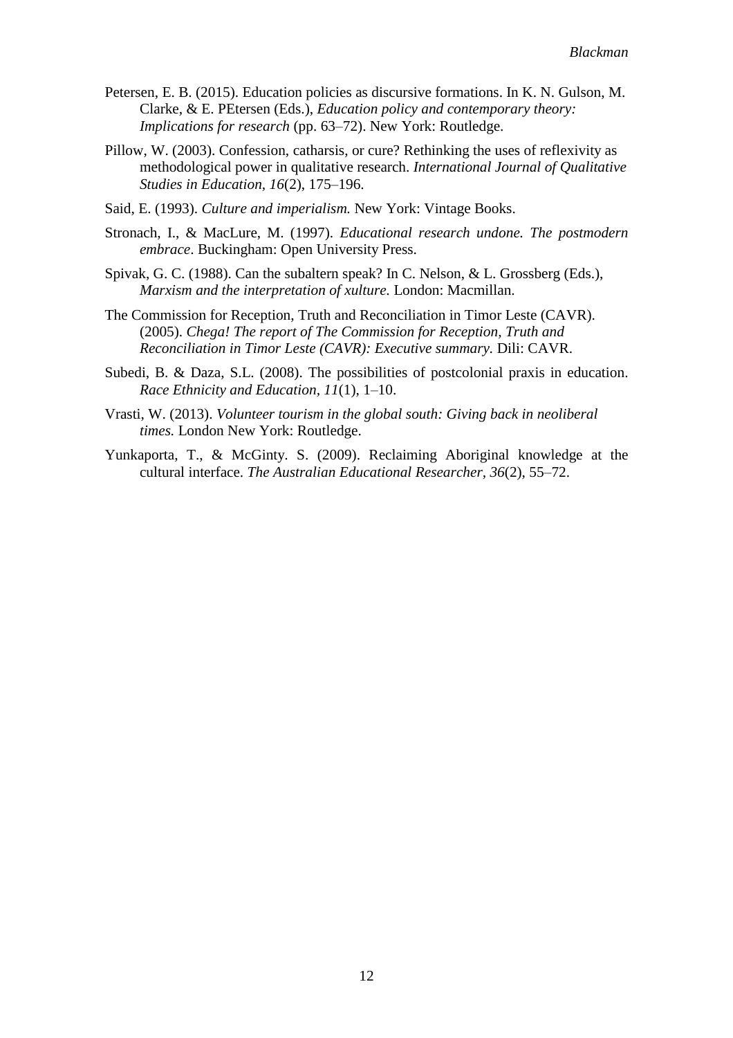Petersen, E. B. (2015). Education policies as discursive formations. In K. N. Gulson, M. Clarke, & E. PEtersen (Eds.), *Education policy and contemporary theory: Implications for research* (pp. 63–72). New York: Routledge.

Pillow, W. (2003). Confession, catharsis, or cure? Rethinking the uses of reflexivity as methodological power in qualitative research. *International Journal of Qualitative Studies in Education, 16*(2), 175–196.

Said, E. (1993). *Culture and imperialism.* New York: Vintage Books.

Stronach, I., & MacLure, M. (1997). *Educational research undone. The postmodern embrace*. Buckingham: Open University Press.

Spivak, G. C. (1988). Can the subaltern speak? In C. Nelson, & L. Grossberg (Eds.), *Marxism and the interpretation of xulture.* London: Macmillan.

The Commission for Reception, Truth and Reconciliation in Timor Leste (CAVR). (2005). *Chega! The report of The Commission for Reception, Truth and Reconciliation in Timor Leste (CAVR): Executive summary.* Dili: CAVR.

Subedi, B. & Daza, S.L. (2008). The possibilities of postcolonial praxis in education. *Race Ethnicity and Education, 11*(1), 1–10.

Vrasti, W. (2013). *Volunteer tourism in the global south: Giving back in neoliberal times.* London New York: Routledge.

Yunkaporta, T., & McGinty. S. (2009). Reclaiming Aboriginal knowledge at the cultural interface. *The Australian Educational Researcher, 36*(2), 55–72.